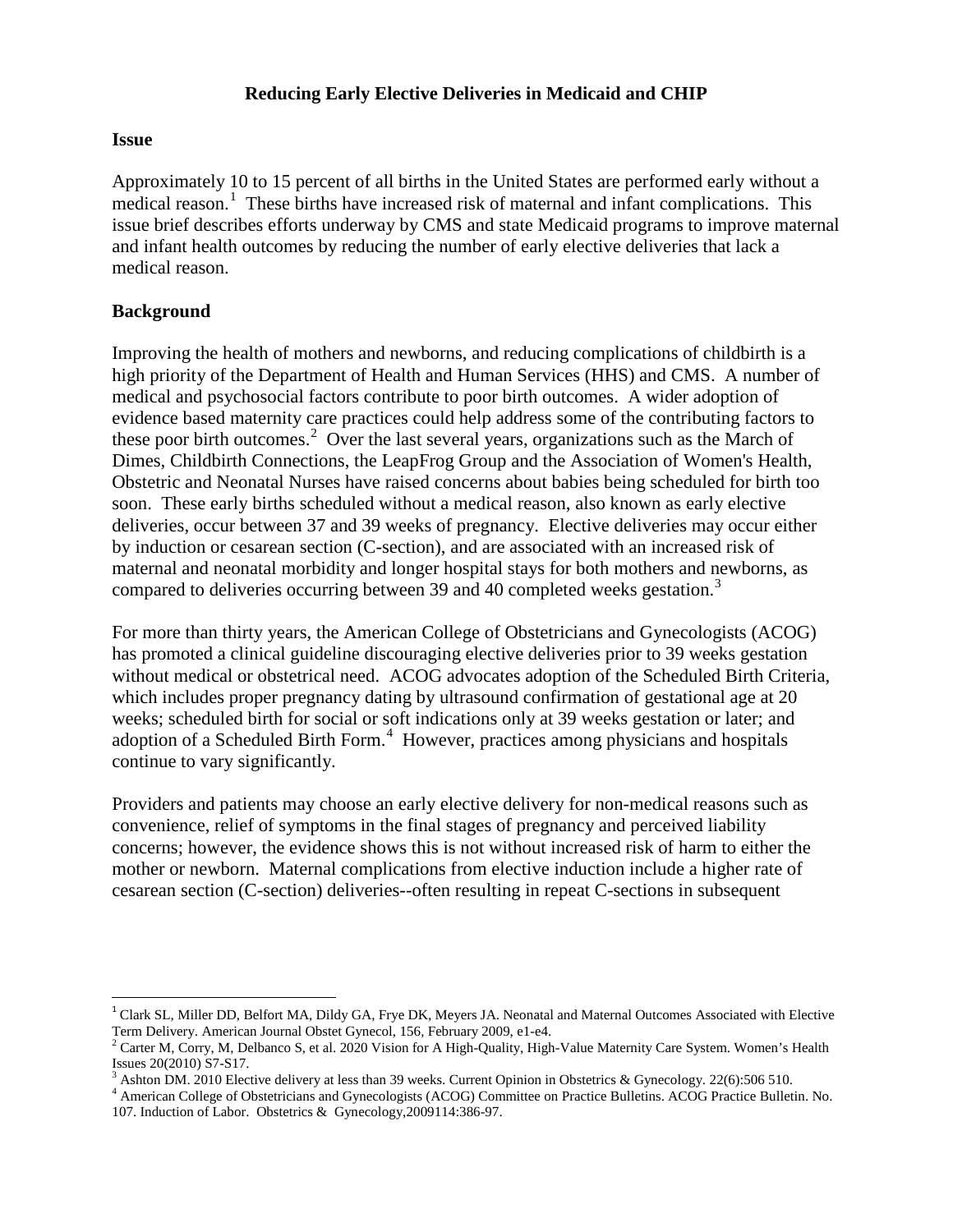# Reducing Early Elective Deliveries in Medicaid and CHIP

## Issue

Approximately 10 to 15 percent of all births in the United States are performed early without a medical reason.[1] These births have increased risk of maternal and infant complications. This issue brief describes efforts underway by CMS and state Medicaid programs to improve maternal and infant health outcomes by reducing the number of early elective deliveries that lack a medical reason.

## Background

Improving the health of mothers and newborns, and reducing complications of childbirth is a high priority of the Department of Health and Human Services (HHS) and CMS. A number of medical and psychosocial factors contribute to poor birth outcomes. A wider adoption of evidence based maternity care practices could help address some of the contributing factors to these poor birth outcomes.[2] Over the last several years, organizations such as the March of Dimes, Childbirth Connections, the LeapFrog Group and the Association of Women's Health, Obstetric and Neonatal Nurses have raised concerns about babies being scheduled for birth too soon. These early births scheduled without a medical reason, also known as early elective deliveries, occur between 37 and 39 weeks of pregnancy. Elective deliveries may occur either by induction or cesarean section (C-section), and are associated with an increased risk of maternal and neonatal morbidity and longer hospital stays for both mothers and newborns, as compared to deliveries occurring between 39 and 40 completed weeks gestation.[3]

For more than thirty years, the American College of Obstetricians and Gynecologists (ACOG) has promoted a clinical guideline discouraging elective deliveries prior to 39 weeks gestation without medical or obstetrical need. ACOG advocates adoption of the Scheduled Birth Criteria, which includes proper pregnancy dating by ultrasound confirmation of gestational age at 20 weeks; scheduled birth for social or soft indications only at 39 weeks gestation or later; and adoption of a Scheduled Birth Form.[4] However, practices among physicians and hospitals continue to vary significantly.

Providers and patients may choose an early elective delivery for non-medical reasons such as convenience, relief of symptoms in the final stages of pregnancy and perceived liability concerns; however, the evidence shows this is not without increased risk of harm to either the mother or newborn. Maternal complications from elective induction include a higher rate of cesarean section (C-section) deliveries--often resulting in repeat C-sections in subsequent

---

[1] Clark SL, Miller DD, Belfort MA, Dildy GA, Frye DK, Meyers JA. Neonatal and Maternal Outcomes Associated with Elective Term Delivery. American Journal Obstet Gynecol, 156, February 2009, e1-e4.

[2] Carter M, Corry, M, Delbanco S, et al. 2020 Vision for A High-Quality, High-Value Maternity Care System. Women's Health Issues 20(2010) S7-S17.

[3] Ashton DM. 2010 Elective delivery at less than 39 weeks. Current Opinion in Obstetrics & Gynecology. 22(6):506 510.

[4] American College of Obstetricians and Gynecologists (ACOG) Committee on Practice Bulletins. ACOG Practice Bulletin. No. 107. Induction of Labor. Obstetrics & Gynecology,2009114:386-97.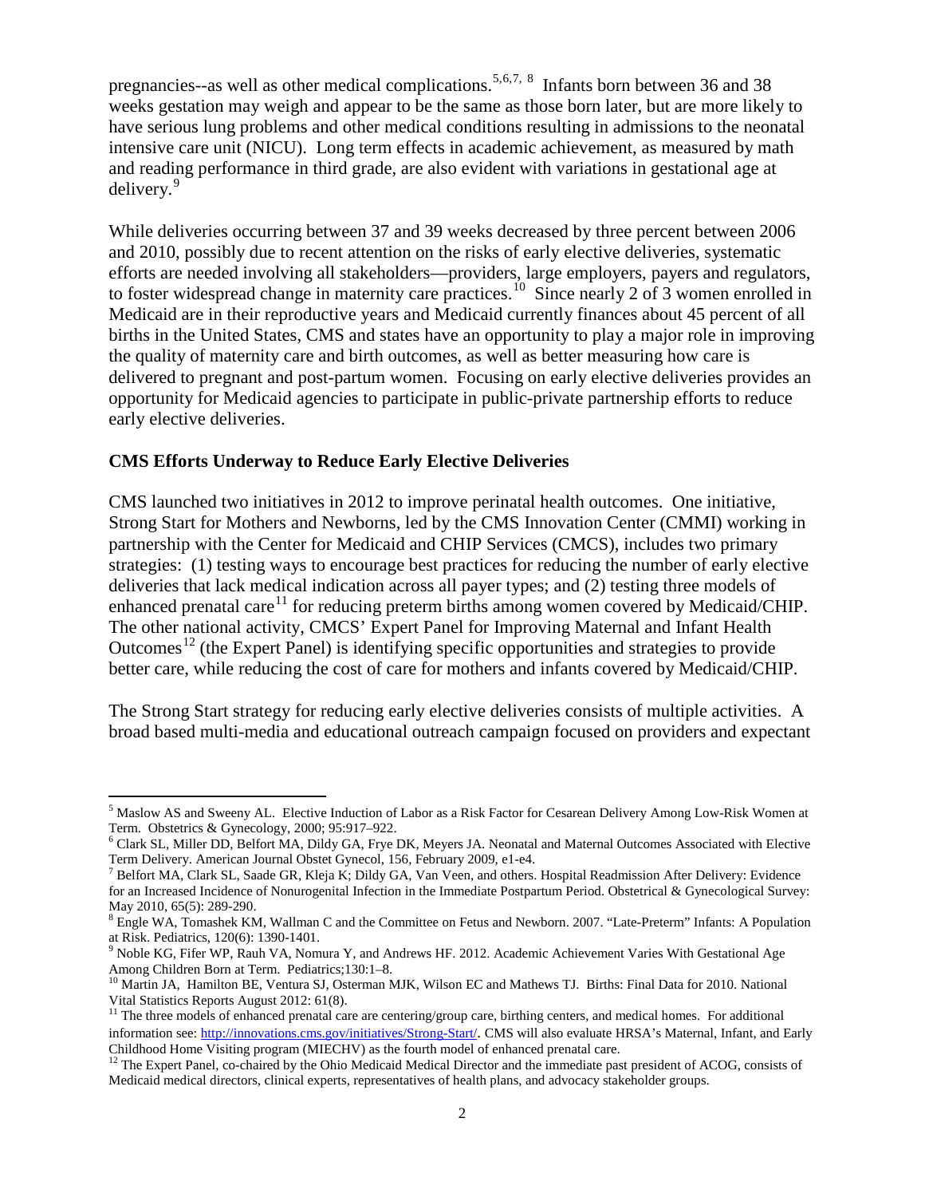pregnancies--as well as other medical complications.[5,6,7, 8] Infants born between 36 and 38 weeks gestation may weigh and appear to be the same as those born later, but are more likely to have serious lung problems and other medical conditions resulting in admissions to the neonatal intensive care unit (NICU). Long term effects in academic achievement, as measured by math and reading performance in third grade, are also evident with variations in gestational age at delivery.[9]

While deliveries occurring between 37 and 39 weeks decreased by three percent between 2006 and 2010, possibly due to recent attention on the risks of early elective deliveries, systematic efforts are needed involving all stakeholders—providers, large employers, payers and regulators, to foster widespread change in maternity care practices.[10] Since nearly 2 of 3 women enrolled in Medicaid are in their reproductive years and Medicaid currently finances about 45 percent of all births in the United States, CMS and states have an opportunity to play a major role in improving the quality of maternity care and birth outcomes, as well as better measuring how care is delivered to pregnant and post-partum women. Focusing on early elective deliveries provides an opportunity for Medicaid agencies to participate in public-private partnership efforts to reduce early elective deliveries.

**CMS Efforts Underway to Reduce Early Elective Deliveries**

CMS launched two initiatives in 2012 to improve perinatal health outcomes. One initiative, Strong Start for Mothers and Newborns, led by the CMS Innovation Center (CMMI) working in partnership with the Center for Medicaid and CHIP Services (CMCS), includes two primary strategies: (1) testing ways to encourage best practices for reducing the number of early elective deliveries that lack medical indication across all payer types; and (2) testing three models of enhanced prenatal care[11] for reducing preterm births among women covered by Medicaid/CHIP. The other national activity, CMCS' Expert Panel for Improving Maternal and Infant Health Outcomes[12] (the Expert Panel) is identifying specific opportunities and strategies to provide better care, while reducing the cost of care for mothers and infants covered by Medicaid/CHIP.

The Strong Start strategy for reducing early elective deliveries consists of multiple activities. A broad based multi-media and educational outreach campaign focused on providers and expectant

---

[5] Maslow AS and Sweeny AL. Elective Induction of Labor as a Risk Factor for Cesarean Delivery Among Low-Risk Women at Term. Obstetrics & Gynecology, 2000; 95:917–922.

[6] Clark SL, Miller DD, Belfort MA, Dildy GA, Frye DK, Meyers JA. Neonatal and Maternal Outcomes Associated with Elective Term Delivery. American Journal Obstet Gynecol, 156, February 2009, e1-e4.

[7] Belfort MA, Clark SL, Saade GR, Kleja K; Dildy GA, Van Veen, and others. Hospital Readmission After Delivery: Evidence for an Increased Incidence of Nonurogenital Infection in the Immediate Postpartum Period. Obstetrical & Gynecological Survey: May 2010, 65(5): 289-290.

[8] Engle WA, Tomashek KM, Wallman C and the Committee on Fetus and Newborn. 2007. "Late-Preterm" Infants: A Population at Risk. Pediatrics, 120(6): 1390-1401.

[9] Noble KG, Fifer WP, Rauh VA, Nomura Y, and Andrews HF. 2012. Academic Achievement Varies With Gestational Age Among Children Born at Term. Pediatrics;130:1–8.

[10] Martin JA, Hamilton BE, Ventura SJ, Osterman MJK, Wilson EC and Mathews TJ. Births: Final Data for 2010. National Vital Statistics Reports August 2012: 61(8).

[11] The three models of enhanced prenatal care are centering/group care, birthing centers, and medical homes. For additional information see: http://innovations.cms.gov/initiatives/Strong-Start/. CMS will also evaluate HRSA's Maternal, Infant, and Early Childhood Home Visiting program (MIECHV) as the fourth model of enhanced prenatal care.

[12] The Expert Panel, co-chaired by the Ohio Medicaid Medical Director and the immediate past president of ACOG, consists of Medicaid medical directors, clinical experts, representatives of health plans, and advocacy stakeholder groups.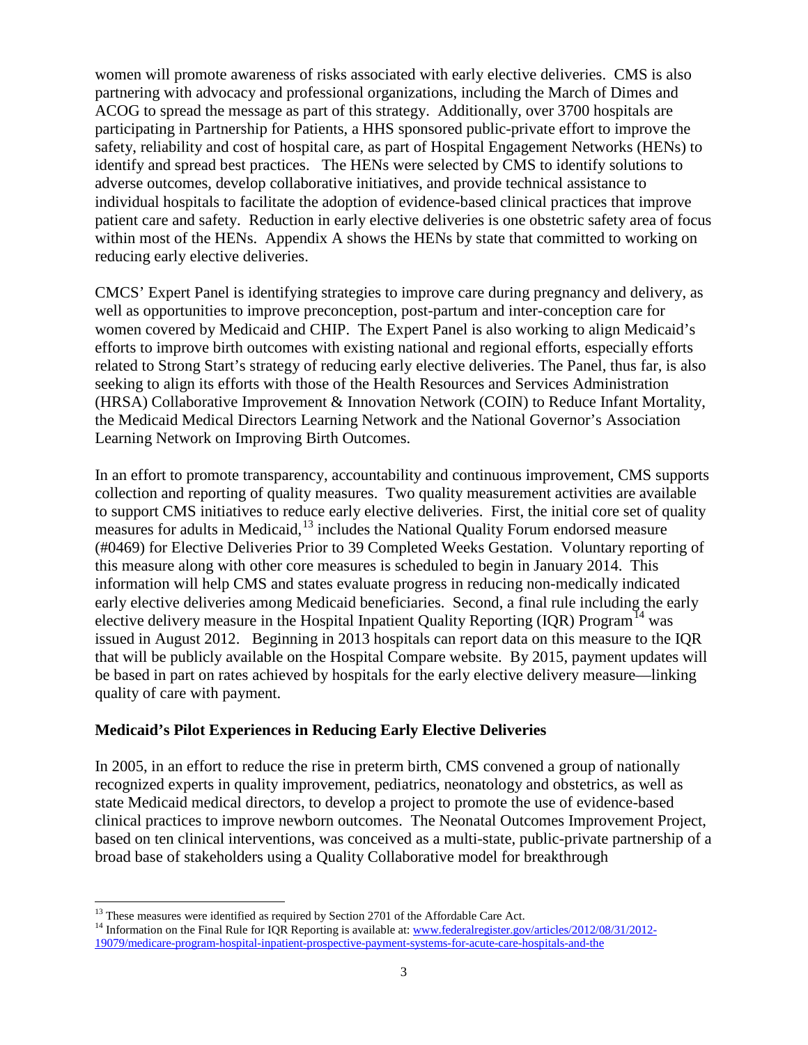women will promote awareness of risks associated with early elective deliveries. CMS is also partnering with advocacy and professional organizations, including the March of Dimes and ACOG to spread the message as part of this strategy. Additionally, over 3700 hospitals are participating in Partnership for Patients, a HHS sponsored public-private effort to improve the safety, reliability and cost of hospital care, as part of Hospital Engagement Networks (HENs) to identify and spread best practices. The HENs were selected by CMS to identify solutions to adverse outcomes, develop collaborative initiatives, and provide technical assistance to individual hospitals to facilitate the adoption of evidence-based clinical practices that improve patient care and safety. Reduction in early elective deliveries is one obstetric safety area of focus within most of the HENs. Appendix A shows the HENs by state that committed to working on reducing early elective deliveries.

CMCS' Expert Panel is identifying strategies to improve care during pregnancy and delivery, as well as opportunities to improve preconception, post-partum and inter-conception care for women covered by Medicaid and CHIP. The Expert Panel is also working to align Medicaid's efforts to improve birth outcomes with existing national and regional efforts, especially efforts related to Strong Start's strategy of reducing early elective deliveries. The Panel, thus far, is also seeking to align its efforts with those of the Health Resources and Services Administration (HRSA) Collaborative Improvement & Innovation Network (COIN) to Reduce Infant Mortality, the Medicaid Medical Directors Learning Network and the National Governor's Association Learning Network on Improving Birth Outcomes.

In an effort to promote transparency, accountability and continuous improvement, CMS supports collection and reporting of quality measures. Two quality measurement activities are available to support CMS initiatives to reduce early elective deliveries. First, the initial core set of quality measures for adults in Medicaid,[13] includes the National Quality Forum endorsed measure (#0469) for Elective Deliveries Prior to 39 Completed Weeks Gestation. Voluntary reporting of this measure along with other core measures is scheduled to begin in January 2014. This information will help CMS and states evaluate progress in reducing non-medically indicated early elective deliveries among Medicaid beneficiaries. Second, a final rule including the early elective delivery measure in the Hospital Inpatient Quality Reporting (IQR) Program[14] was issued in August 2012. Beginning in 2013 hospitals can report data on this measure to the IQR that will be publicly available on the Hospital Compare website. By 2015, payment updates will be based in part on rates achieved by hospitals for the early elective delivery measure—linking quality of care with payment.

**Medicaid's Pilot Experiences in Reducing Early Elective Deliveries**

In 2005, in an effort to reduce the rise in preterm birth, CMS convened a group of nationally recognized experts in quality improvement, pediatrics, neonatology and obstetrics, as well as state Medicaid medical directors, to develop a project to promote the use of evidence-based clinical practices to improve newborn outcomes. The Neonatal Outcomes Improvement Project, based on ten clinical interventions, was conceived as a multi-state, public-private partnership of a broad base of stakeholders using a Quality Collaborative model for breakthrough

---

[13] These measures were identified as required by Section 2701 of the Affordable Care Act.

[14] Information on the Final Rule for IQR Reporting is available at: [www.federalregister.gov/articles/2012/08/31/2012-19079/medicare-program-hospital-inpatient-prospective-payment-systems-for-acute-care-hospitals-and-the](www.federalregister.gov/articles/2012/08/31/2012-19079/medicare-program-hospital-inpatient-prospective-payment-systems-for-acute-care-hospitals-and-the)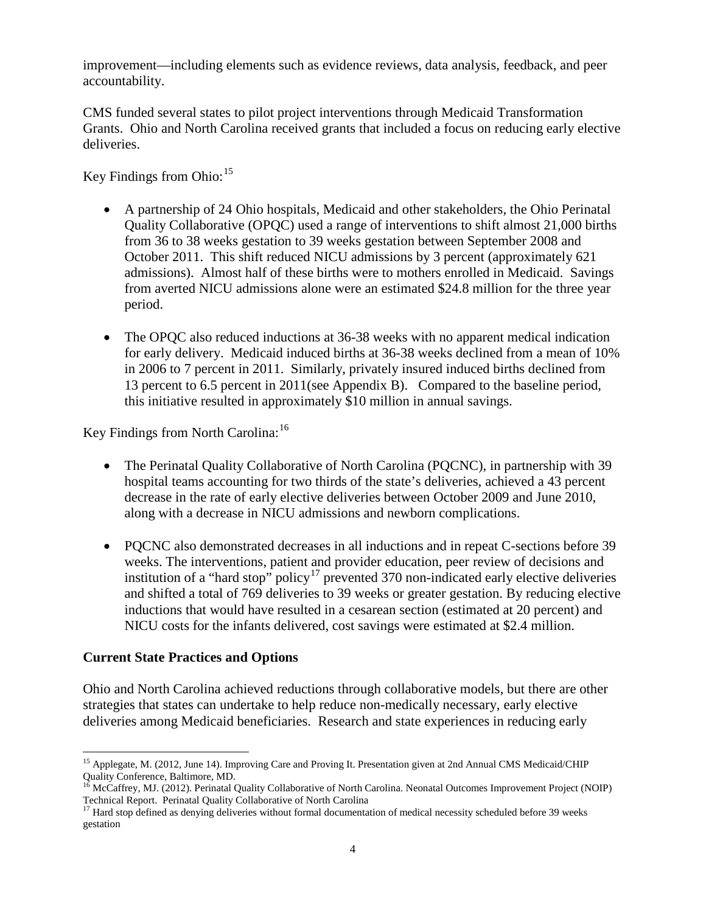improvement—including elements such as evidence reviews, data analysis, feedback, and peer accountability.

CMS funded several states to pilot project interventions through Medicaid Transformation Grants. Ohio and North Carolina received grants that included a focus on reducing early elective deliveries.

Key Findings from Ohio:[15]

- A partnership of 24 Ohio hospitals, Medicaid and other stakeholders, the Ohio Perinatal Quality Collaborative (OPQC) used a range of interventions to shift almost 21,000 births from 36 to 38 weeks gestation to 39 weeks gestation between September 2008 and October 2011. This shift reduced NICU admissions by 3 percent (approximately 621 admissions). Almost half of these births were to mothers enrolled in Medicaid. Savings from averted NICU admissions alone were an estimated $24.8 million for the three year period.

- The OPQC also reduced inductions at 36-38 weeks with no apparent medical indication for early delivery. Medicaid induced births at 36-38 weeks declined from a mean of 10% in 2006 to 7 percent in 2011. Similarly, privately insured induced births declined from 13 percent to 6.5 percent in 2011(see Appendix B). Compared to the baseline period, this initiative resulted in approximately $10 million in annual savings.

Key Findings from North Carolina:[16]

- The Perinatal Quality Collaborative of North Carolina (PQCNC), in partnership with 39 hospital teams accounting for two thirds of the state's deliveries, achieved a 43 percent decrease in the rate of early elective deliveries between October 2009 and June 2010, along with a decrease in NICU admissions and newborn complications.

- PQCNC also demonstrated decreases in all inductions and in repeat C-sections before 39 weeks. The interventions, patient and provider education, peer review of decisions and institution of a "hard stop" policy[17] prevented 370 non-indicated early elective deliveries and shifted a total of 769 deliveries to 39 weeks or greater gestation. By reducing elective inductions that would have resulted in a cesarean section (estimated at 20 percent) and NICU costs for the infants delivered, cost savings were estimated at $2.4 million.

## Current State Practices and Options

Ohio and North Carolina achieved reductions through collaborative models, but there are other strategies that states can undertake to help reduce non-medically necessary, early elective deliveries among Medicaid beneficiaries. Research and state experiences in reducing early

---

[15] Applegate, M. (2012, June 14). Improving Care and Proving It. Presentation given at 2nd Annual CMS Medicaid/CHIP Quality Conference, Baltimore, MD.

[16] McCaffrey, MJ. (2012). Perinatal Quality Collaborative of North Carolina. Neonatal Outcomes Improvement Project (NOIP) Technical Report. Perinatal Quality Collaborative of North Carolina

[17] Hard stop defined as denying deliveries without formal documentation of medical necessity scheduled before 39 weeks gestation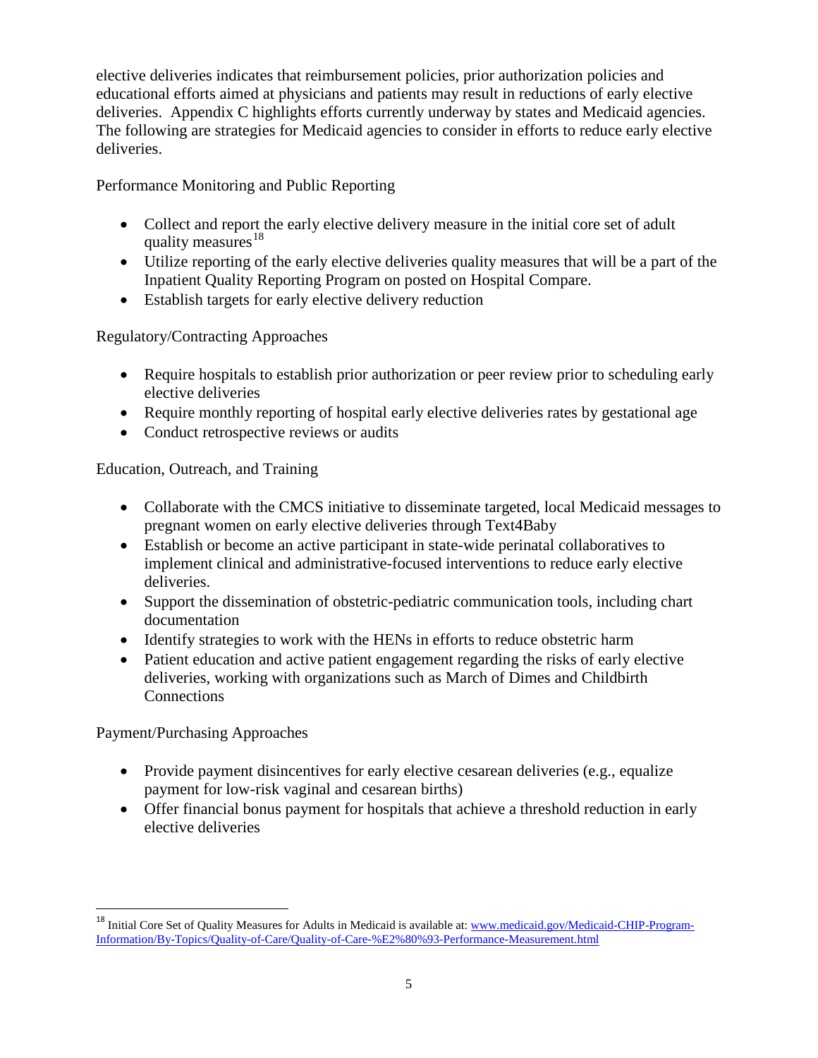elective deliveries indicates that reimbursement policies, prior authorization policies and educational efforts aimed at physicians and patients may result in reductions of early elective deliveries. Appendix C highlights efforts currently underway by states and Medicaid agencies. The following are strategies for Medicaid agencies to consider in efforts to reduce early elective deliveries.

Performance Monitoring and Public Reporting

- Collect and report the early elective delivery measure in the initial core set of adult quality measures[18]
- Utilize reporting of the early elective deliveries quality measures that will be a part of the Inpatient Quality Reporting Program on posted on Hospital Compare.
- Establish targets for early elective delivery reduction

Regulatory/Contracting Approaches

- Require hospitals to establish prior authorization or peer review prior to scheduling early elective deliveries
- Require monthly reporting of hospital early elective deliveries rates by gestational age
- Conduct retrospective reviews or audits

Education, Outreach, and Training

- Collaborate with the CMCS initiative to disseminate targeted, local Medicaid messages to pregnant women on early elective deliveries through Text4Baby
- Establish or become an active participant in state-wide perinatal collaboratives to implement clinical and administrative-focused interventions to reduce early elective deliveries.
- Support the dissemination of obstetric-pediatric communication tools, including chart documentation
- Identify strategies to work with the HENs in efforts to reduce obstetric harm
- Patient education and active patient engagement regarding the risks of early elective deliveries, working with organizations such as March of Dimes and Childbirth Connections

Payment/Purchasing Approaches

- Provide payment disincentives for early elective cesarean deliveries (e.g., equalize payment for low-risk vaginal and cesarean births)
- Offer financial bonus payment for hospitals that achieve a threshold reduction in early elective deliveries

---

[18] Initial Core Set of Quality Measures for Adults in Medicaid is available at: www.medicaid.gov/Medicaid-CHIP-Program-Information/By-Topics/Quality-of-Care/Quality-of-Care-%E2%80%93-Performance-Measurement.html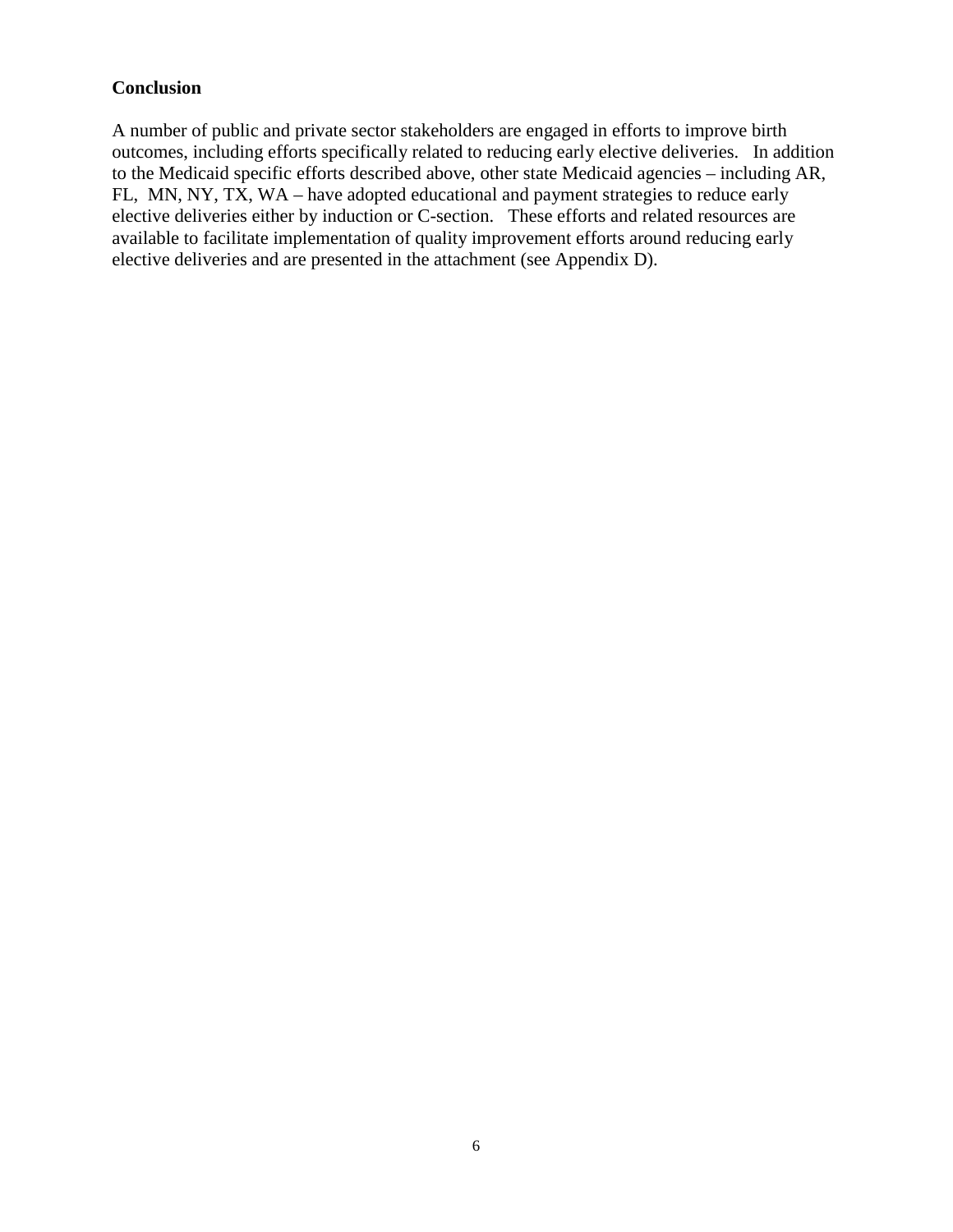**Conclusion**

A number of public and private sector stakeholders are engaged in efforts to improve birth outcomes, including efforts specifically related to reducing early elective deliveries. In addition to the Medicaid specific efforts described above, other state Medicaid agencies – including AR, FL, MN, NY, TX, WA – have adopted educational and payment strategies to reduce early elective deliveries either by induction or C-section. These efforts and related resources are available to facilitate implementation of quality improvement efforts around reducing early elective deliveries and are presented in the attachment (see Appendix D).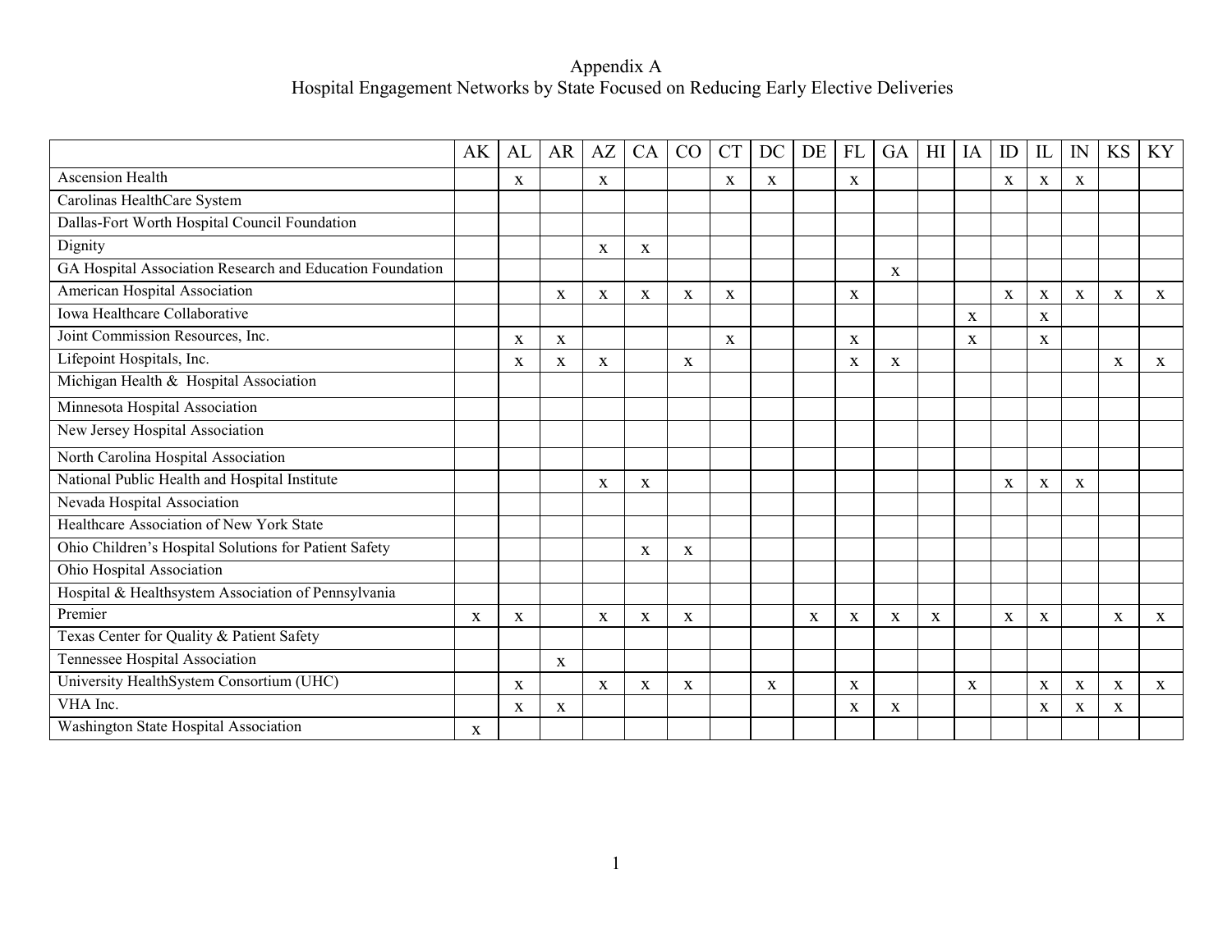# Appendix A
## Hospital Engagement Networks by State Focused on Reducing Early Elective Deliveries

| | AK | AL | AR | AZ | CA | CO | CT | DC | DE | FL | GA | HI | IA | ID | IL | IN | KS | KY |
|---|---|---|---|---|---|---|---|---|---|---|---|---|---|---|---|---|---|---|
| Ascension Health | | x | | x | | | x | x | | x | | | | x | x | x | | |
| Carolinas HealthCare System | | | | | | | | | | | | | | | | | | |
| Dallas-Fort Worth Hospital Council Foundation | | | | | | | | | | | | | | | | | | |
| Dignity | | | | x | x | | | | | | | | | | | | | |
| GA Hospital Association Research and Education Foundation | | | | | | | | | | | x | | | | | | | |
| American Hospital Association | | | x | x | x | x | x | | | x | | | | x | x | x | x | x |
| Iowa Healthcare Collaborative | | | | | | | | | | | | | x | | x | | | |
| Joint Commission Resources, Inc. | | x | x | | | | x | | | x | | | x | | x | | | |
| Lifepoint Hospitals, Inc. | | x | x | x | | x | | | | x | x | | | | | | x | x |
| Michigan Health & Hospital Association | | | | | | | | | | | | | | | | | | |
| Minnesota Hospital Association | | | | | | | | | | | | | | | | | | |
| New Jersey Hospital Association | | | | | | | | | | | | | | | | | | |
| North Carolina Hospital Association | | | | | | | | | | | | | | | | | | |
| National Public Health and Hospital Institute | | | | x | x | | | | | | | | | x | x | x | | |
| Nevada Hospital Association | | | | | | | | | | | | | | | | | | |
| Healthcare Association of New York State | | | | | | | | | | | | | | | | | | |
| Ohio Children's Hospital Solutions for Patient Safety | | | | | x | x | | | | | | | | | | | | |
| Ohio Hospital Association | | | | | | | | | | | | | | | | | | |
| Hospital & Healthsystem Association of Pennsylvania | | | | | | | | | | | | | | | | | | |
| Premier | x | x | | x | x | x | | | x | x | x | x | | x | x | | x | x |
| Texas Center for Quality & Patient Safety | | | | | | | | | | | | | | | | | | |
| Tennessee Hospital Association | | | x | | | | | | | | | | | | | | | |
| University HealthSystem Consortium (UHC) | | x | | x | x | x | | x | | x | | | x | | x | x | x | x |
| VHA Inc. | | x | x | | | | | | | x | x | | | | x | x | x | |
| Washington State Hospital Association | x | | | | | | | | | | | | | | | | | |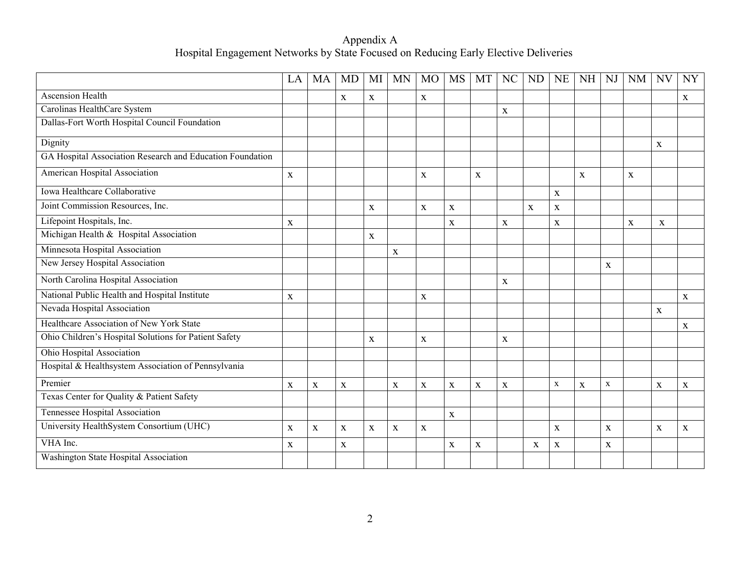# Appendix A
## Hospital Engagement Networks by State Focused on Reducing Early Elective Deliveries

| | LA | MA | MD | MI | MN | MO | MS | MT | NC | ND | NE | NH | NJ | NM | NV | NY |
|---|---|---|---|---|---|---|---|---|---|---|---|---|---|---|---|---|
| Ascension Health | | | x | x | | x | | | | | | | | | | x |
| Carolinas HealthCare System | | | | | | | | | x | | | | | | | |
| Dallas-Fort Worth Hospital Council Foundation | | | | | | | | | | | | | | | | |
| Dignity | | | | | | | | | | | | | | | x | |
| GA Hospital Association Research and Education Foundation | | | | | | | | | | | | | | | | |
| American Hospital Association | x | | | | | x | | x | | | | x | | x | | |
| Iowa Healthcare Collaborative | | | | | | | | | | | x | | | | | |
| Joint Commission Resources, Inc. | | | | x | | x | x | | | x | x | | | | | |
| Lifepoint Hospitals, Inc. | x | | | | | | x | | x | | x | | | x | x | |
| Michigan Health & Hospital Association | | | | x | | | | | | | | | | | | |
| Minnesota Hospital Association | | | | | x | | | | | | | | | | | |
| New Jersey Hospital Association | | | | | | | | | | | | | x | | | |
| North Carolina Hospital Association | | | | | | | | | x | | | | | | | |
| National Public Health and Hospital Institute | x | | | | | x | | | | | | | | | | x |
| Nevada Hospital Association | | | | | | | | | | | | | | | x | |
| Healthcare Association of New York State | | | | | | | | | | | | | | | | x |
| Ohio Children's Hospital Solutions for Patient Safety | | | | x | | x | | | x | | | | | | | |
| Ohio Hospital Association | | | | | | | | | | | | | | | | |
| Hospital & Healthsystem Association of Pennsylvania | | | | | | | | | | | | | | | | |
| Premier | x | x | x | | x | x | x | x | x | | x | x | x | | x | x |
| Texas Center for Quality & Patient Safety | | | | | | | | | | | | | | | | |
| Tennessee Hospital Association | | | | | | | x | | | | | | | | | |
| University HealthSystem Consortium (UHC) | x | x | x | x | x | x | | | | | x | | x | | x | x |
| VHA Inc. | x | | x | | | | x | x | | x | x | | x | | | |
| Washington State Hospital Association | | | | | | | | | | | | | | | | |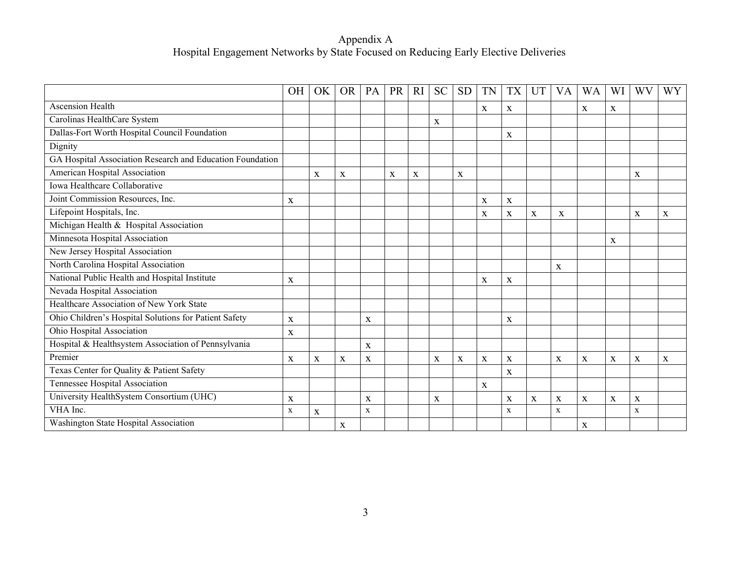Appendix A
Hospital Engagement Networks by State Focused on Reducing Early Elective Deliveries

| | OH | OK | OR | PA | PR | RI | SC | SD | TN | TX | UT | VA | WA | WI | WV | WY |
|---|---|---|---|---|---|---|---|---|---|---|---|---|---|---|---|---|
| Ascension Health | | | | | | | | | x | x | | | x | x | | |
| Carolinas HealthCare System | | | | | | | x | | | | | | | | | |
| Dallas-Fort Worth Hospital Council Foundation | | | | | | | | | | x | | | | | | |
| Dignity | | | | | | | | | | | | | | | | |
| GA Hospital Association Research and Education Foundation | | | | | | | | | | | | | | | | |
| American Hospital Association | | x | x | | x | x | | x | | | | | | | x | |
| Iowa Healthcare Collaborative | | | | | | | | | | | | | | | | |
| Joint Commission Resources, Inc. | x | | | | | | | | x | x | | | | | | |
| Lifepoint Hospitals, Inc. | | | | | | | | | x | x | x | x | | | x | x |
| Michigan Health & Hospital Association | | | | | | | | | | | | | | | | |
| Minnesota Hospital Association | | | | | | | | | | | | | | x | | |
| New Jersey Hospital Association | | | | | | | | | | | | | | | | |
| North Carolina Hospital Association | | | | | | | | | | | | x | | | | |
| National Public Health and Hospital Institute | x | | | | | | | | x | x | | | | | | |
| Nevada Hospital Association | | | | | | | | | | | | | | | | |
| Healthcare Association of New York State | | | | | | | | | | | | | | | | |
| Ohio Children's Hospital Solutions for Patient Safety | x | | | x | | | | | | x | | | | | | |
| Ohio Hospital Association | x | | | | | | | | | | | | | | | |
| Hospital & Healthsystem Association of Pennsylvania | | | | x | | | | | | | | | | | | |
| Premier | x | x | x | x | | | x | x | x | x | | x | x | x | x | x |
| Texas Center for Quality & Patient Safety | | | | | | | | | | x | | | | | | |
| Tennessee Hospital Association | | | | | | | | | x | | | | | | | |
| University HealthSystem Consortium (UHC) | x | | | x | | | x | | | x | x | x | x | x | x | |
| VHA Inc. | x | x | | x | | | | | | x | | x | | | x | |
| Washington State Hospital Association | | | x | | | | | | | | | | x | | | |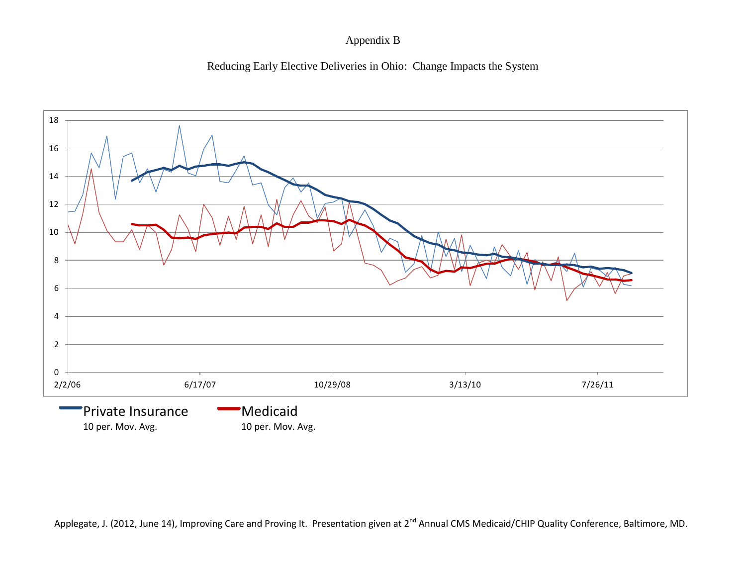Appendix B

Reducing Early Elective Deliveries in Ohio: Change Impacts the System

18
16
14
12
10
8
6
4
2
0

2/2/06 6/17/07 10/29/08 3/13/10 7/26/11

Private Insurance
10 per. Mov. Avg.

Medicaid
10 per. Mov. Avg.

Applegate, J. (2012, June 14), Improving Care and Proving It. Presentation given at 2nd Annual CMS Medicaid/CHIP Quality Conference, Baltimore, MD.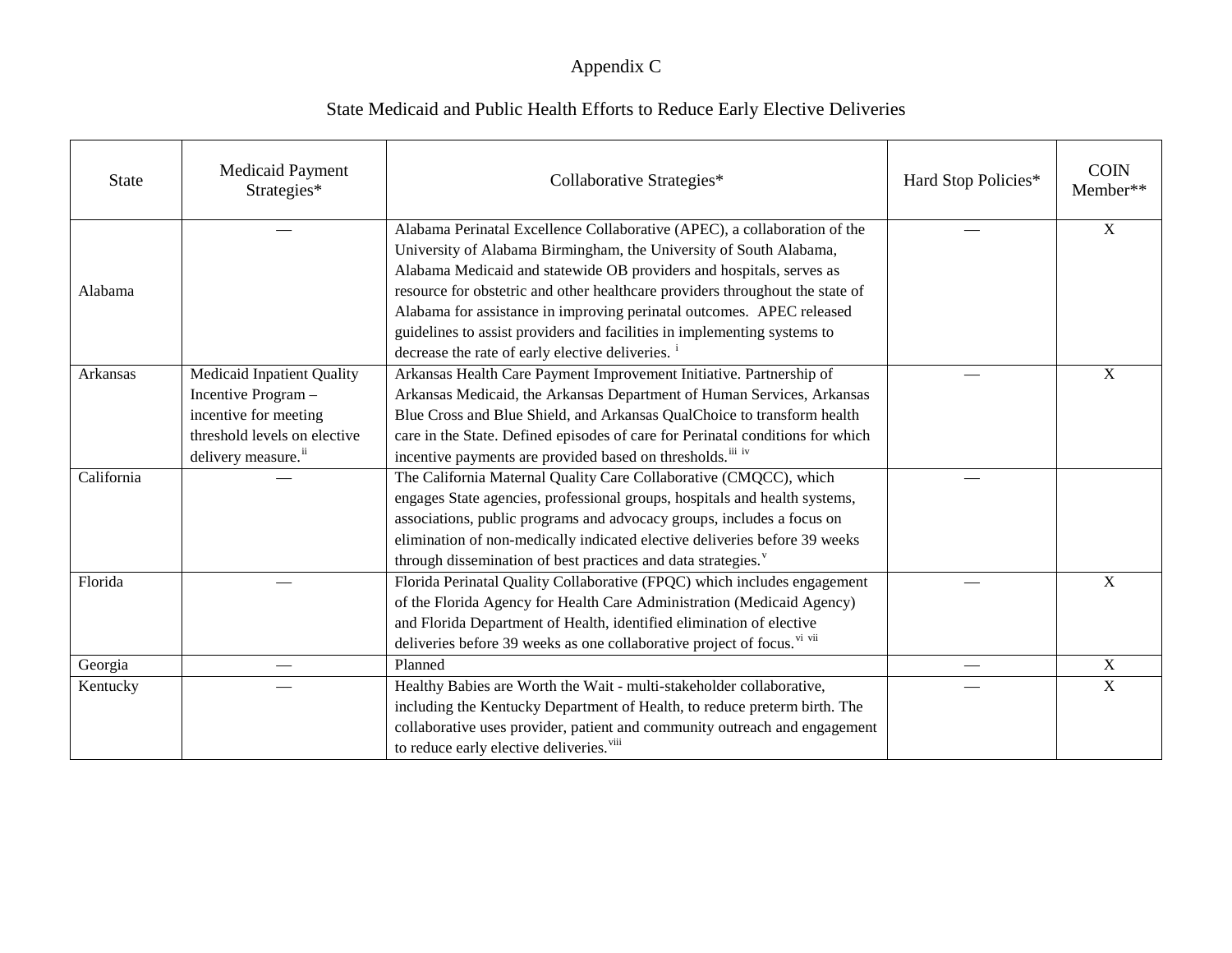Appendix C

State Medicaid and Public Health Efforts to Reduce Early Elective Deliveries

| State | Medicaid Payment Strategies* | Collaborative Strategies* | Hard Stop Policies* | COIN Member** |
|---|---|---|---|---|
| Alabama | — | Alabama Perinatal Excellence Collaborative (APEC), a collaboration of the University of Alabama Birmingham, the University of South Alabama, Alabama Medicaid and statewide OB providers and hospitals, serves as resource for obstetric and other healthcare providers throughout the state of Alabama for assistance in improving perinatal outcomes. APEC released guidelines to assist providers and facilities in implementing systems to decrease the rate of early elective deliveries. [i] | — | X |
| Arkansas | Medicaid Inpatient Quality Incentive Program – incentive for meeting threshold levels on elective delivery measure.[ii] | Arkansas Health Care Payment Improvement Initiative. Partnership of Arkansas Medicaid, the Arkansas Department of Human Services, Arkansas Blue Cross and Blue Shield, and Arkansas QualChoice to transform health care in the State. Defined episodes of care for Perinatal conditions for which incentive payments are provided based on thresholds.[iii] [iv] | — | X |
| California | — | The California Maternal Quality Care Collaborative (CMQCC), which engages State agencies, professional groups, hospitals and health systems, associations, public programs and advocacy groups, includes a focus on elimination of non-medically indicated elective deliveries before 39 weeks through dissemination of best practices and data strategies.[v] | — | |
| Florida | — | Florida Perinatal Quality Collaborative (FPQC) which includes engagement of the Florida Agency for Health Care Administration (Medicaid Agency) and Florida Department of Health, identified elimination of elective deliveries before 39 weeks as one collaborative project of focus.[vi] [vii] | — | X |
| Georgia | — | Planned | — | X |
| Kentucky | — | Healthy Babies are Worth the Wait - multi-stakeholder collaborative, including the Kentucky Department of Health, to reduce preterm birth. The collaborative uses provider, patient and community outreach and engagement to reduce early elective deliveries.[viii] | — | X |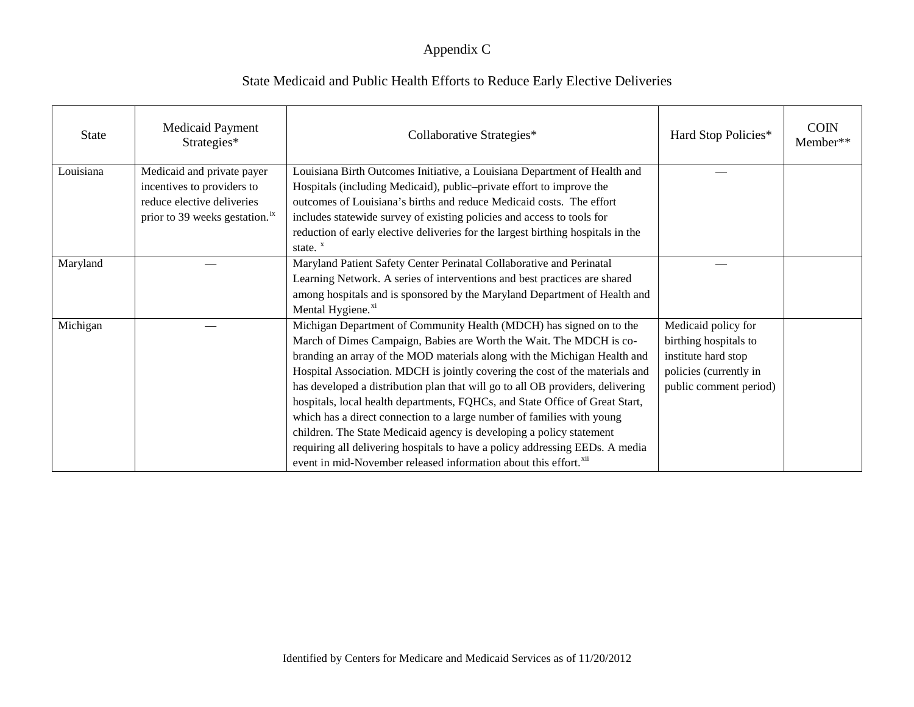# Appendix C

## State Medicaid and Public Health Efforts to Reduce Early Elective Deliveries

| State | Medicaid Payment Strategies* | Collaborative Strategies* | Hard Stop Policies* | COIN Member** |
|---|---|---|---|---|
| Louisiana | Medicaid and private payer incentives to providers to reduce elective deliveries prior to 39 weeks gestation.[ix] | Louisiana Birth Outcomes Initiative, a Louisiana Department of Health and Hospitals (including Medicaid), public–private effort to improve the outcomes of Louisiana's births and reduce Medicaid costs. The effort includes statewide survey of existing policies and access to tools for reduction of early elective deliveries for the largest birthing hospitals in the state. [x] | — | |
| Maryland | — | Maryland Patient Safety Center Perinatal Collaborative and Perinatal Learning Network. A series of interventions and best practices are shared among hospitals and is sponsored by the Maryland Department of Health and Mental Hygiene.[xi] | — | |
| Michigan | — | Michigan Department of Community Health (MDCH) has signed on to the March of Dimes Campaign, Babies are Worth the Wait. The MDCH is co-branding an array of the MOD materials along with the Michigan Health and Hospital Association. MDCH is jointly covering the cost of the materials and has developed a distribution plan that will go to all OB providers, delivering hospitals, local health departments, FQHCs, and State Office of Great Start, which has a direct connection to a large number of families with young children. The State Medicaid agency is developing a policy statement requiring all delivering hospitals to have a policy addressing EEDs. A media event in mid-November released information about this effort.[xii] | Medicaid policy for birthing hospitals to institute hard stop policies (currently in public comment period) | |

Identified by Centers for Medicare and Medicaid Services as of 11/20/2012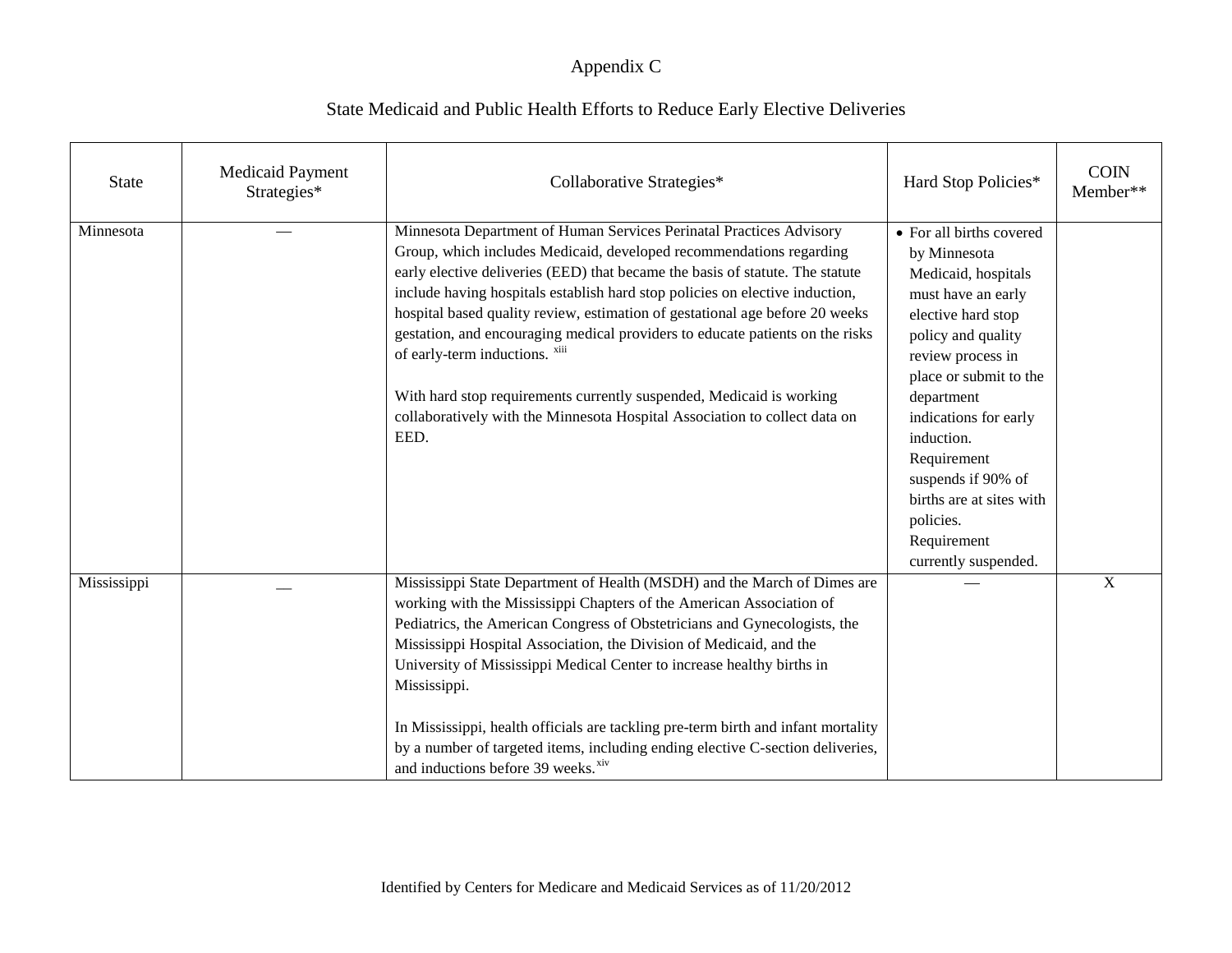Appendix C

State Medicaid and Public Health Efforts to Reduce Early Elective Deliveries

| State | Medicaid Payment Strategies* | Collaborative Strategies* | Hard Stop Policies* | COIN Member** |
| --- | --- | --- | --- | --- |
| Minnesota | — | Minnesota Department of Human Services Perinatal Practices Advisory Group, which includes Medicaid, developed recommendations regarding early elective deliveries (EED) that became the basis of statute. The statute include having hospitals establish hard stop policies on elective induction, hospital based quality review, estimation of gestational age before 20 weeks gestation, and encouraging medical providers to educate patients on the risks of early-term inductions. [xiii]<br><br>With hard stop requirements currently suspended, Medicaid is working collaboratively with the Minnesota Hospital Association to collect data on EED. | • For all births covered by Minnesota Medicaid, hospitals must have an early elective hard stop policy and quality review process in place or submit to the department indications for early induction. Requirement suspends if 90% of births are at sites with policies. Requirement currently suspended. | |
| Mississippi | — | Mississippi State Department of Health (MSDH) and the March of Dimes are working with the Mississippi Chapters of the American Association of Pediatrics, the American Congress of Obstetricians and Gynecologists, the Mississippi Hospital Association, the Division of Medicaid, and the University of Mississippi Medical Center to increase healthy births in Mississippi.<br><br>In Mississippi, health officials are tackling pre-term birth and infant mortality by a number of targeted items, including ending elective C-section deliveries, and inductions before 39 weeks. [xiv] | — | X |

Identified by Centers for Medicare and Medicaid Services as of 11/20/2012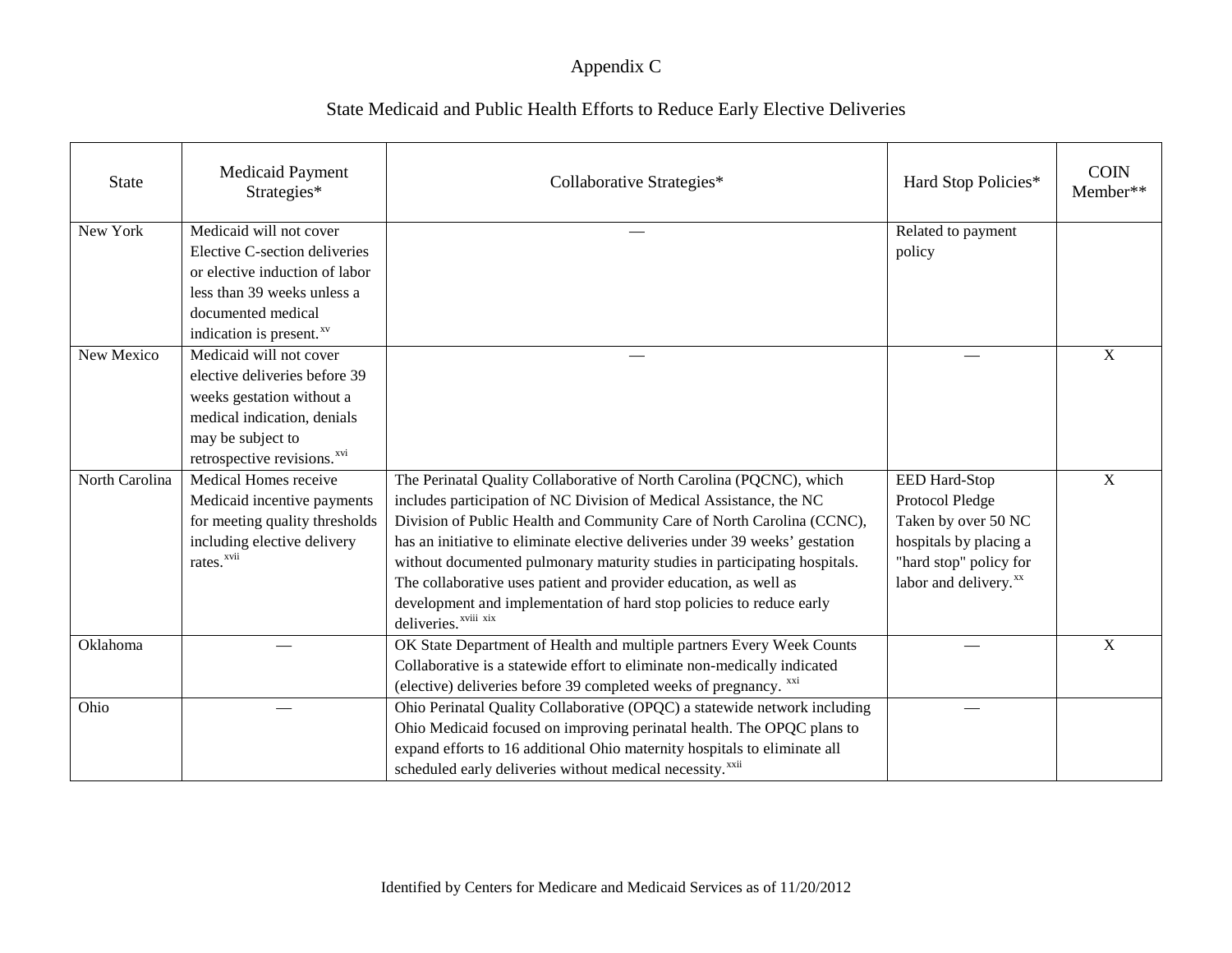# Appendix C

## State Medicaid and Public Health Efforts to Reduce Early Elective Deliveries

| State | Medicaid Payment Strategies* | Collaborative Strategies* | Hard Stop Policies* | COIN Member** |
|---|---|---|---|---|
| New York | Medicaid will not cover Elective C-section deliveries or elective induction of labor less than 39 weeks unless a documented medical indication is present.[xv] | — | Related to payment policy | |
| New Mexico | Medicaid will not cover elective deliveries before 39 weeks gestation without a medical indication, denials may be subject to retrospective revisions.[xvi] | — | — | X |
| North Carolina | Medical Homes receive Medicaid incentive payments for meeting quality thresholds including elective delivery rates.[xvii] | The Perinatal Quality Collaborative of North Carolina (PQCNC), which includes participation of NC Division of Medical Assistance, the NC Division of Public Health and Community Care of North Carolina (CCNC), has an initiative to eliminate elective deliveries under 39 weeks' gestation without documented pulmonary maturity studies in participating hospitals. The collaborative uses patient and provider education, as well as development and implementation of hard stop policies to reduce early deliveries.[xviii] [xix] | EED Hard-Stop Protocol Pledge Taken by over 50 NC hospitals by placing a "hard stop" policy for labor and delivery.[xx] | X |
| Oklahoma | — | OK State Department of Health and multiple partners Every Week Counts Collaborative is a statewide effort to eliminate non-medically indicated (elective) deliveries before 39 completed weeks of pregnancy. [xxi] | — | X |
| Ohio | — | Ohio Perinatal Quality Collaborative (OPQC) a statewide network including Ohio Medicaid focused on improving perinatal health. The OPQC plans to expand efforts to 16 additional Ohio maternity hospitals to eliminate all scheduled early deliveries without medical necessity.[xxii] | — | |

Identified by Centers for Medicare and Medicaid Services as of 11/20/2012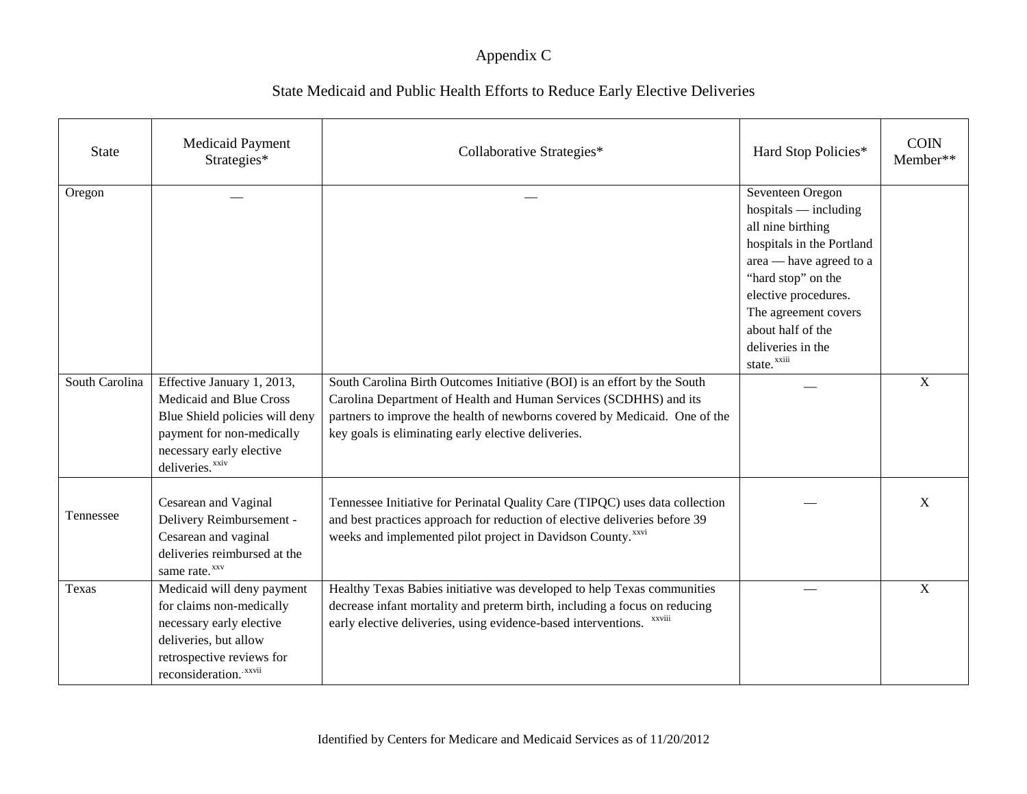Appendix C

State Medicaid and Public Health Efforts to Reduce Early Elective Deliveries

| State | Medicaid Payment Strategies* | Collaborative Strategies* | Hard Stop Policies* | COIN Member** |
|---|---|---|---|---|
| Oregon | — | — | Seventeen Oregon hospitals — including all nine birthing hospitals in the Portland area — have agreed to a "hard stop" on the elective procedures. The agreement covers about half of the deliveries in the state.[xxiii] | |
| South Carolina | Effective January 1, 2013, Medicaid and Blue Cross Blue Shield policies will deny payment for non-medically necessary early elective deliveries.[xxiv] | South Carolina Birth Outcomes Initiative (BOI) is an effort by the South Carolina Department of Health and Human Services (SCDHHS) and its partners to improve the health of newborns covered by Medicaid. One of the key goals is eliminating early elective deliveries. | — | X |
| Tennessee | Cesarean and Vaginal Delivery Reimbursement - Cesarean and vaginal deliveries reimbursed at the same rate.[xxv] | Tennessee Initiative for Perinatal Quality Care (TIPQC) uses data collection and best practices approach for reduction of elective deliveries before 39 weeks and implemented pilot project in Davidson County.[xxvi] | — | X |
| Texas | Medicaid will deny payment for claims non-medically necessary early elective deliveries, but allow retrospective reviews for reconsideration.[xxvii] | Healthy Texas Babies initiative was developed to help Texas communities decrease infant mortality and preterm birth, including a focus on reducing early elective deliveries, using evidence-based interventions.[xxviii] | — | X |

Identified by Centers for Medicare and Medicaid Services as of 11/20/2012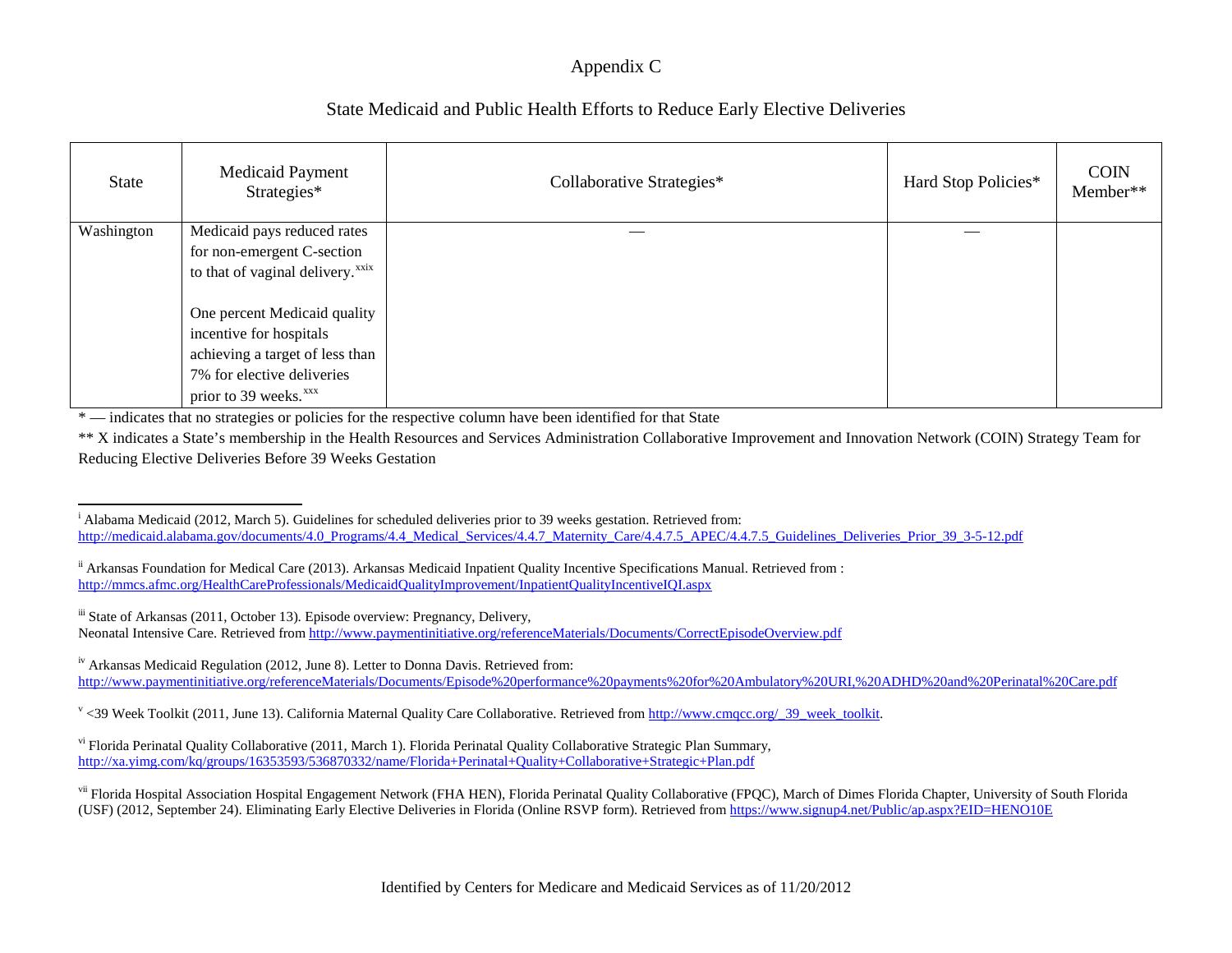Appendix C

State Medicaid and Public Health Efforts to Reduce Early Elective Deliveries

| State | Medicaid Payment Strategies* | Collaborative Strategies* | Hard Stop Policies* | COIN Member** |
|---|---|---|---|---|
| Washington | Medicaid pays reduced rates for non-emergent C-section to that of vaginal delivery.[xxix]<br><br>One percent Medicaid quality incentive for hospitals achieving a target of less than 7% for elective deliveries prior to 39 weeks.[xxx] | — | — | |

* — indicates that no strategies or policies for the respective column have been identified for that State

** X indicates a State's membership in the Health Resources and Services Administration Collaborative Improvement and Innovation Network (COIN) Strategy Team for Reducing Elective Deliveries Before 39 Weeks Gestation

---

[i] Alabama Medicaid (2012, March 5). Guidelines for scheduled deliveries prior to 39 weeks gestation. Retrieved from: http://medicaid.alabama.gov/documents/4.0_Programs/4.4_Medical_Services/4.4.7_Maternity_Care/4.4.7.5_APEC/4.4.7.5_Guidelines_Deliveries_Prior_39_3-5-12.pdf

[ii] Arkansas Foundation for Medical Care (2013). Arkansas Medicaid Inpatient Quality Incentive Specifications Manual. Retrieved from : http://mmcs.afmc.org/HealthCareProfessionals/MedicaidQualityImprovement/InpatientQualityIncentiveIQI.aspx

[iii] State of Arkansas (2011, October 13). Episode overview: Pregnancy, Delivery, Neonatal Intensive Care. Retrieved from http://www.paymentinitiative.org/referenceMaterials/Documents/CorrectEpisodeOverview.pdf

[iv] Arkansas Medicaid Regulation (2012, June 8). Letter to Donna Davis. Retrieved from: http://www.paymentinitiative.org/referenceMaterials/Documents/Episode%20performance%20payments%20for%20Ambulatory%20URI,%20ADHD%20and%20Perinatal%20Care.pdf

[v] <39 Week Toolkit (2011, June 13). California Maternal Quality Care Collaborative. Retrieved from http://www.cmqcc.org/_39_week_toolkit.

[vi] Florida Perinatal Quality Collaborative (2011, March 1). Florida Perinatal Quality Collaborative Strategic Plan Summary, http://xa.yimg.com/kq/groups/16353593/536870332/name/Florida+Perinatal+Quality+Collaborative+Strategic+Plan.pdf

[vii] Florida Hospital Association Hospital Engagement Network (FHA HEN), Florida Perinatal Quality Collaborative (FPQC), March of Dimes Florida Chapter, University of South Florida (USF) (2012, September 24). Eliminating Early Elective Deliveries in Florida (Online RSVP form). Retrieved from https://www.signup4.net/Public/ap.aspx?EID=HENO10E

Identified by Centers for Medicare and Medicaid Services as of 11/20/2012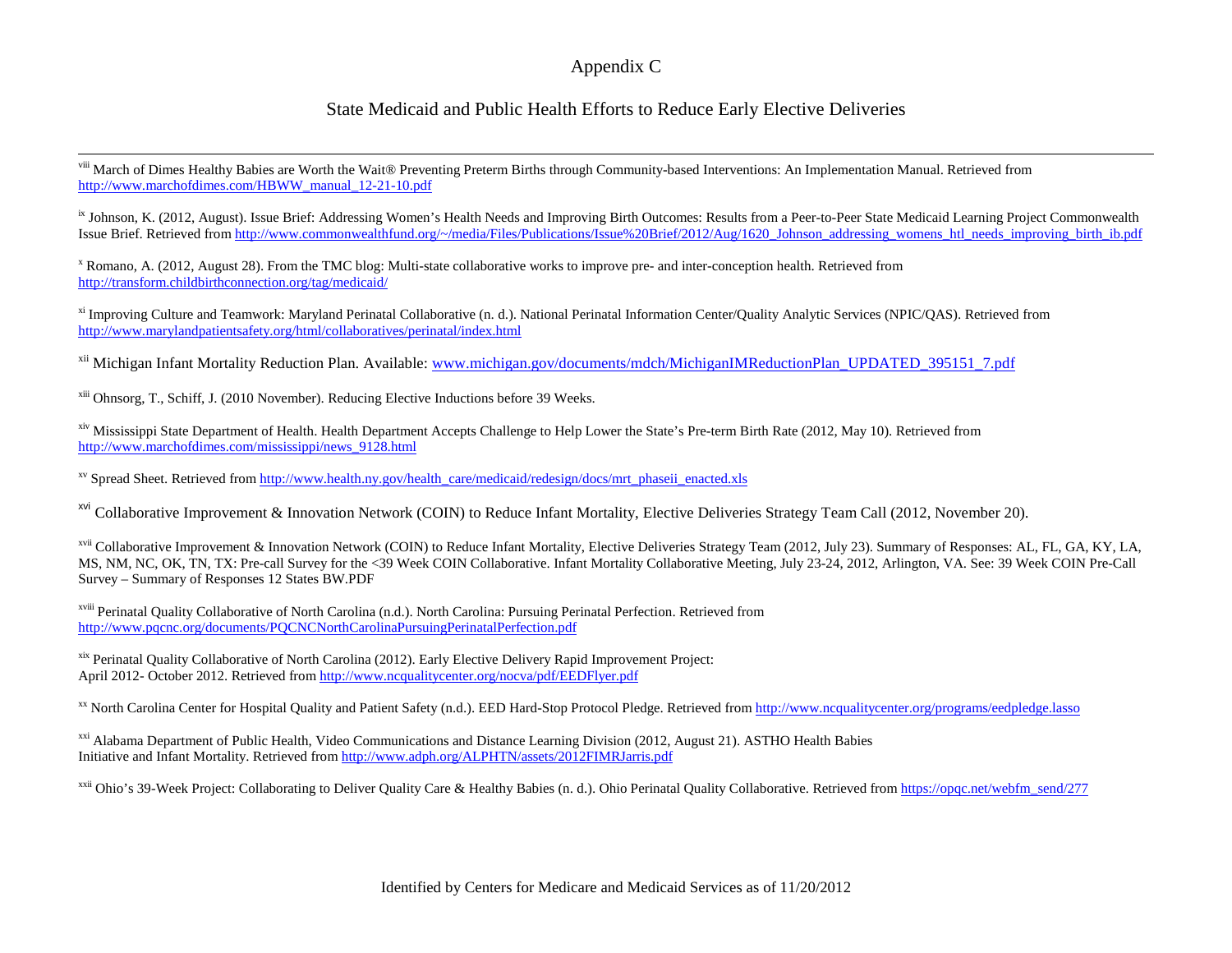# Appendix C

## State Medicaid and Public Health Efforts to Reduce Early Elective Deliveries

---

[viii] March of Dimes Healthy Babies are Worth the Wait® Preventing Preterm Births through Community-based Interventions: An Implementation Manual. Retrieved from http://www.marchofdimes.com/HBWW_manual_12-21-10.pdf

[ix] Johnson, K. (2012, August). Issue Brief: Addressing Women's Health Needs and Improving Birth Outcomes: Results from a Peer-to-Peer State Medicaid Learning Project Commonwealth Issue Brief. Retrieved from http://www.commonwealthfund.org/~/media/Files/Publications/Issue%20Brief/2012/Aug/1620_Johnson_addressing_womens_htl_needs_improving_birth_ib.pdf

[x] Romano, A. (2012, August 28). From the TMC blog: Multi-state collaborative works to improve pre- and inter-conception health. Retrieved from http://transform.childbirthconnection.org/tag/medicaid/

[xi] Improving Culture and Teamwork: Maryland Perinatal Collaborative (n. d.). National Perinatal Information Center/Quality Analytic Services (NPIC/QAS). Retrieved from http://www.marylandpatientsafety.org/html/collaboratives/perinatal/index.html

[xii] Michigan Infant Mortality Reduction Plan. Available: www.michigan.gov/documents/mdch/MichiganIMReductionPlan_UPDATED_395151_7.pdf

[xiii] Ohnsorg, T., Schiff, J. (2010 November). Reducing Elective Inductions before 39 Weeks.

[xiv] Mississippi State Department of Health. Health Department Accepts Challenge to Help Lower the State's Pre-term Birth Rate (2012, May 10). Retrieved from http://www.marchofdimes.com/mississippi/news_9128.html

[xv] Spread Sheet. Retrieved from http://www.health.ny.gov/health_care/medicaid/redesign/docs/mrt_phaseii_enacted.xls

[xvi] Collaborative Improvement & Innovation Network (COIN) to Reduce Infant Mortality, Elective Deliveries Strategy Team Call (2012, November 20).

[xvii] Collaborative Improvement & Innovation Network (COIN) to Reduce Infant Mortality, Elective Deliveries Strategy Team (2012, July 23). Summary of Responses: AL, FL, GA, KY, LA, MS, NM, NC, OK, TN, TX: Pre-call Survey for the <39 Week COIN Collaborative. Infant Mortality Collaborative Meeting, July 23-24, 2012, Arlington, VA. See: 39 Week COIN Pre-Call Survey – Summary of Responses 12 States BW.PDF

[xviii] Perinatal Quality Collaborative of North Carolina (n.d.). North Carolina: Pursuing Perinatal Perfection. Retrieved from http://www.pqcnc.org/documents/PQCNCNorthCarolinaPursuingPerinatalPerfection.pdf

[xix] Perinatal Quality Collaborative of North Carolina (2012). Early Elective Delivery Rapid Improvement Project: April 2012- October 2012. Retrieved from http://www.ncqualitycenter.org/nocva/pdf/EEDFlyer.pdf

[xx] North Carolina Center for Hospital Quality and Patient Safety (n.d.). EED Hard-Stop Protocol Pledge. Retrieved from http://www.ncqualitycenter.org/programs/eedpledge.lasso

[xxi] Alabama Department of Public Health, Video Communications and Distance Learning Division (2012, August 21). ASTHO Health Babies Initiative and Infant Mortality. Retrieved from http://www.adph.org/ALPHTN/assets/2012FIMRJarris.pdf

[xxii] Ohio's 39-Week Project: Collaborating to Deliver Quality Care & Healthy Babies (n. d.). Ohio Perinatal Quality Collaborative. Retrieved from https://opqc.net/webfm_send/277

Identified by Centers for Medicare and Medicaid Services as of 11/20/2012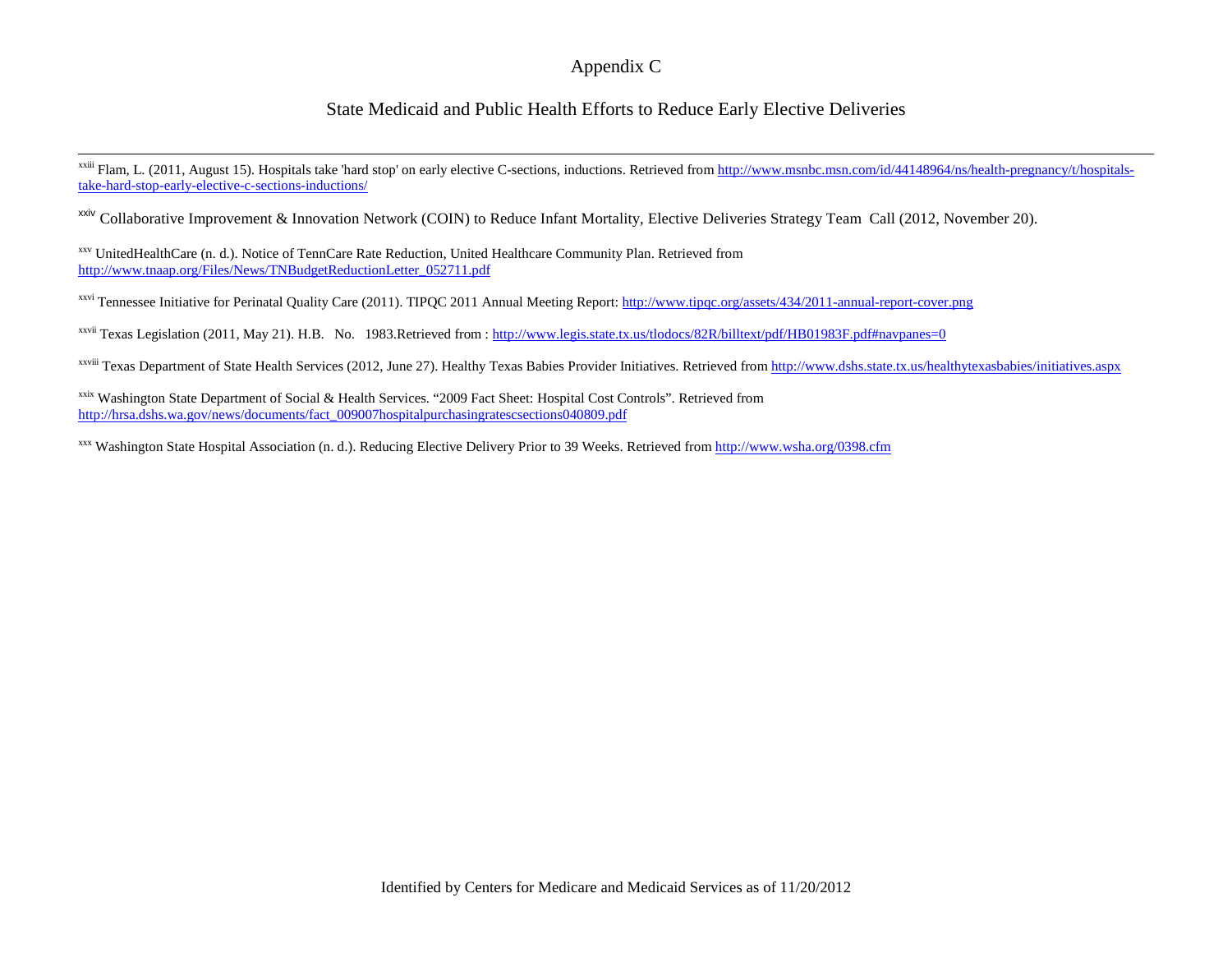# Appendix C

## State Medicaid and Public Health Efforts to Reduce Early Elective Deliveries

---

[xxiii] Flam, L. (2011, August 15). Hospitals take 'hard stop' on early elective C-sections, inductions. Retrieved from http://www.msnbc.msn.com/id/44148964/ns/health-pregnancy/t/hospitals-take-hard-stop-early-elective-c-sections-inductions/

[xxiv] Collaborative Improvement & Innovation Network (COIN) to Reduce Infant Mortality, Elective Deliveries Strategy Team Call (2012, November 20).

[xxv] UnitedHealthCare (n. d.). Notice of TennCare Rate Reduction, United Healthcare Community Plan. Retrieved from http://www.tnaap.org/Files/News/TNBudgetReductionLetter_052711.pdf

[xxvi] Tennessee Initiative for Perinatal Quality Care (2011). TIPQC 2011 Annual Meeting Report: http://www.tipqc.org/assets/434/2011-annual-report-cover.png

[xxvii] Texas Legislation (2011, May 21). H.B. No. 1983.Retrieved from : http://www.legis.state.tx.us/tlodocs/82R/billtext/pdf/HB01983F.pdf#navpanes=0

[xxviii] Texas Department of State Health Services (2012, June 27). Healthy Texas Babies Provider Initiatives. Retrieved from http://www.dshs.state.tx.us/healthytexasbabies/initiatives.aspx

[xxix] Washington State Department of Social & Health Services. "2009 Fact Sheet: Hospital Cost Controls". Retrieved from http://hrsa.dshs.wa.gov/news/documents/fact_009007hospitalpurchasingratescsections040809.pdf

[xxx] Washington State Hospital Association (n. d.). Reducing Elective Delivery Prior to 39 Weeks. Retrieved from http://www.wsha.org/0398.cfm

Identified by Centers for Medicare and Medicaid Services as of 11/20/2012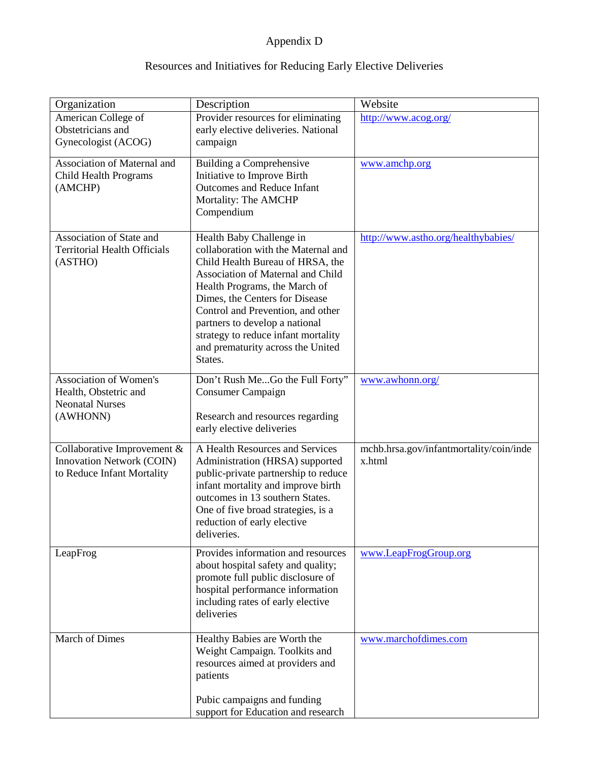# Appendix D

## Resources and Initiatives for Reducing Early Elective Deliveries

| Organization | Description | Website |
|---|---|---|
| American College of Obstetricians and Gynecologist (ACOG) | Provider resources for eliminating early elective deliveries. National campaign | http://www.acog.org/ |
| Association of Maternal and Child Health Programs (AMCHP) | Building a Comprehensive Initiative to Improve Birth Outcomes and Reduce Infant Mortality: The AMCHP Compendium | www.amchp.org |
| Association of State and Territorial Health Officials (ASTHO) | Health Baby Challenge in collaboration with the Maternal and Child Health Bureau of HRSA, the Association of Maternal and Child Health Programs, the March of Dimes, the Centers for Disease Control and Prevention, and other partners to develop a national strategy to reduce infant mortality and prematurity across the United States. | http://www.astho.org/healthybabies/ |
| Association of Women's Health, Obstetric and Neonatal Nurses (AWHONN) | Don't Rush Me...Go the Full Forty" Consumer Campaign<br><br>Research and resources regarding early elective deliveries | www.awhonn.org/ |
| Collaborative Improvement & Innovation Network (COIN) to Reduce Infant Mortality | A Health Resources and Services Administration (HRSA) supported public-private partnership to reduce infant mortality and improve birth outcomes in 13 southern States. One of five broad strategies, is a reduction of early elective deliveries. | mchb.hrsa.gov/infantmortality/coin/index.html |
| LeapFrog | Provides information and resources about hospital safety and quality; promote full public disclosure of hospital performance information including rates of early elective deliveries | www.LeapFrogGroup.org |
| March of Dimes | Healthy Babies are Worth the Weight Campaign. Toolkits and resources aimed at providers and patients<br><br>Pubic campaigns and funding support for Education and research | www.marchofdimes.com |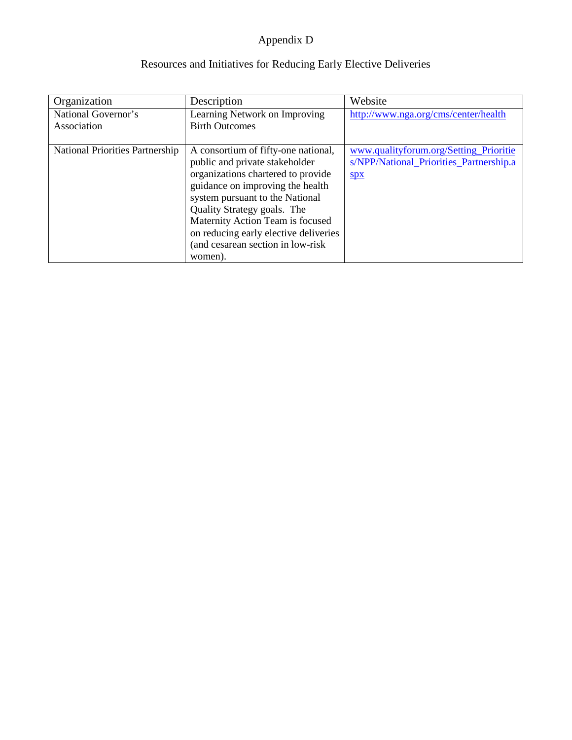# Appendix D

## Resources and Initiatives for Reducing Early Elective Deliveries

| Organization | Description | Website |
|---|---|---|
| National Governor's Association | Learning Network on Improving Birth Outcomes | http://www.nga.org/cms/center/health |
| National Priorities Partnership | A consortium of fifty-one national, public and private stakeholder organizations chartered to provide guidance on improving the health system pursuant to the National Quality Strategy goals. The Maternity Action Team is focused on reducing early elective deliveries (and cesarean section in low-risk women). | www.qualityforum.org/Setting_Priorities/NPP/National_Priorities_Partnership.aspx |